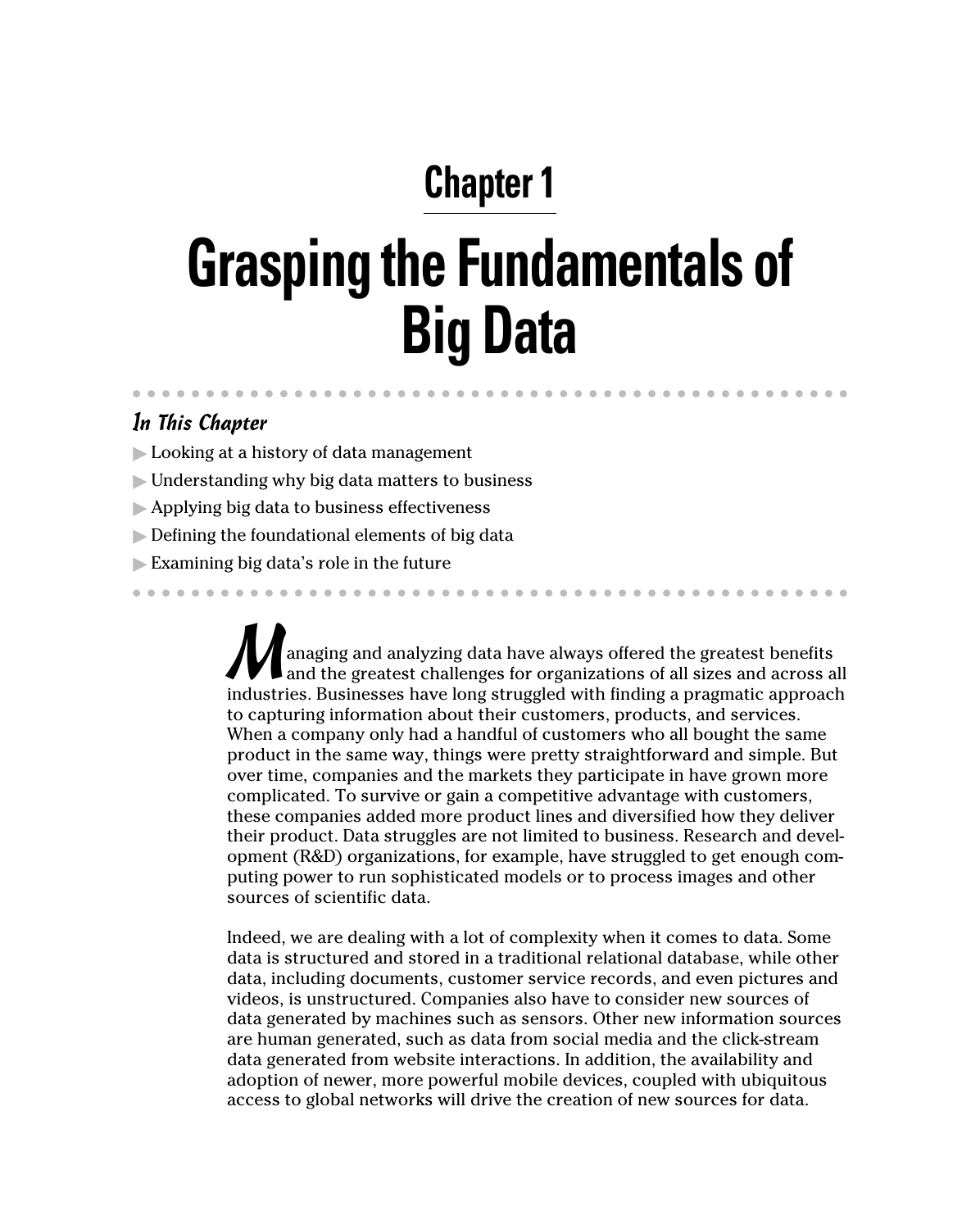# Chapter 1

# Grasping the Fundamentals of Big Data

### *In This Chapter*

- Looking at a history of data management
- Understanding why big data matters to business
- Applying big data to business effectiveness
- Defining the foundational elements of big data
- Examining big data's role in the future

Managing and analyzing data have always offered the greatest benefits and the greatest challenges for organizations of all sizes and across all industries. Businesses have long struggled with finding a pragmatic approach to capturing information about their customers, products, and services. When a company only had a handful of customers who all bought the same product in the same way, things were pretty straightforward and simple. But over time, companies and the markets they participate in have grown more complicated. To survive or gain a competitive advantage with customers, these companies added more product lines and diversified how they deliver their product. Data struggles are not limited to business. Research and development (R&D) organizations, for example, have struggled to get enough computing power to run sophisticated models or to process images and other sources of scientific data.

Indeed, we are dealing with a lot of complexity when it comes to data. Some data is structured and stored in a traditional relational database, while other data, including documents, customer service records, and even pictures and videos, is unstructured. Companies also have to consider new sources of data generated by machines such as sensors. Other new information sources are human generated, such as data from social media and the click-stream data generated from website interactions. In addition, the availability and adoption of newer, more powerful mobile devices, coupled with ubiquitous access to global networks will drive the creation of new sources for data.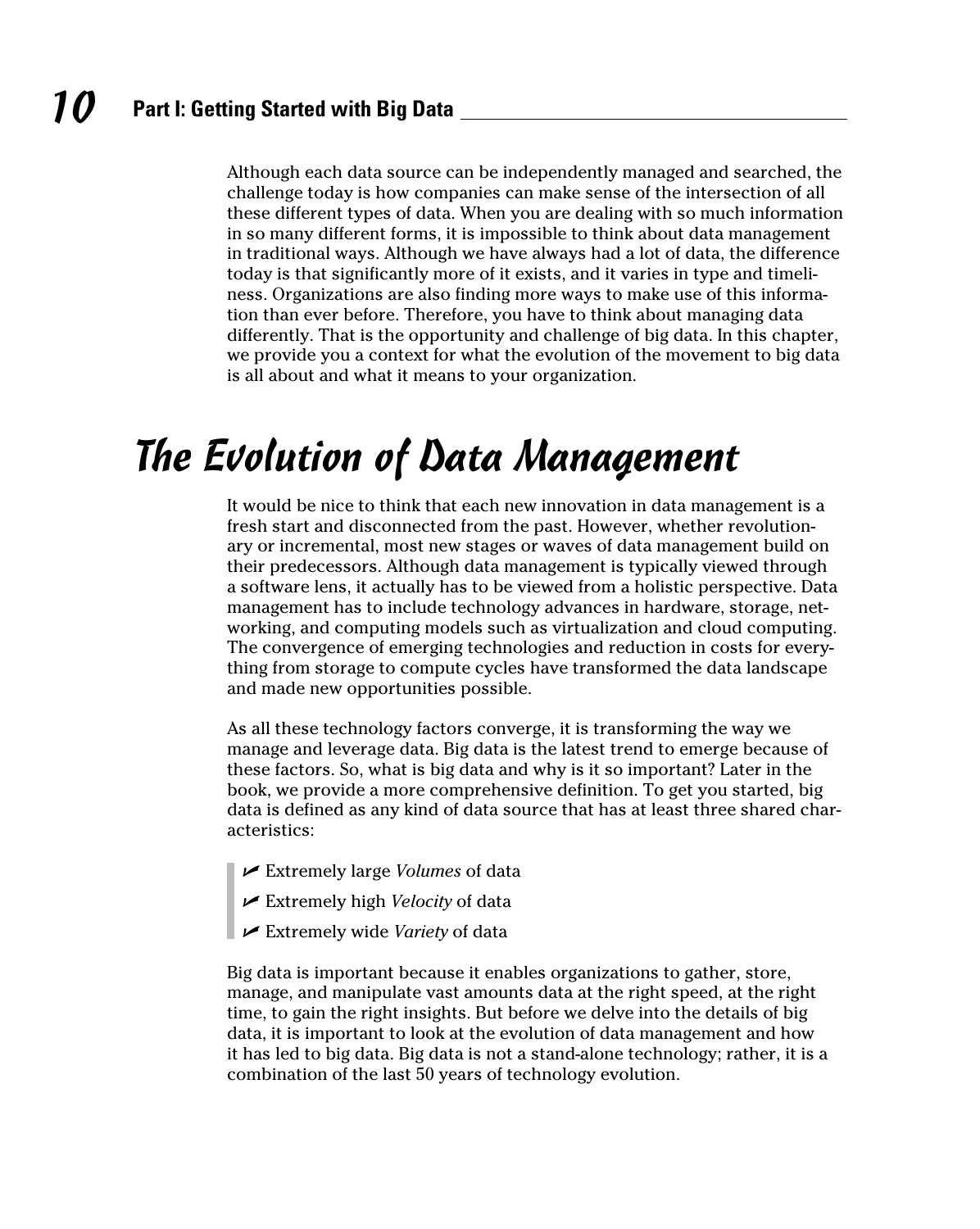Although each data source can be independently managed and searched, the challenge today is how companies can make sense of the intersection of all these different types of data. When you are dealing with so much information in so many different forms, it is impossible to think about data management in traditional ways. Although we have always had a lot of data, the difference today is that significantly more of it exists, and it varies in type and timeliness. Organizations are also finding more ways to make use of this information than ever before. Therefore, you have to think about managing data differently. That is the opportunity and challenge of big data. In this chapter, we provide you a context for what the evolution of the movement to big data is all about and what it means to your organization.

# The Evolution of Data Management

It would be nice to think that each new innovation in data management is a fresh start and disconnected from the past. However, whether revolutionary or incremental, most new stages or waves of data management build on their predecessors. Although data management is typically viewed through a software lens, it actually has to be viewed from a holistic perspective. Data management has to include technology advances in hardware, storage, networking, and computing models such as virtualization and cloud computing. The convergence of emerging technologies and reduction in costs for everything from storage to compute cycles have transformed the data landscape and made new opportunities possible.

As all these technology factors converge, it is transforming the way we manage and leverage data. Big data is the latest trend to emerge because of these factors. So, what is big data and why is it so important? Later in the book, we provide a more comprehensive definition. To get you started, big data is defined as any kind of data source that has at least three shared characteristics:

- Extremely large *Volumes* of data
- Extremely high *Velocity* of data
- Extremely wide *Variety* of data

Big data is important because it enables organizations to gather, store, manage, and manipulate vast amounts data at the right speed, at the right time, to gain the right insights. But before we delve into the details of big data, it is important to look at the evolution of data management and how it has led to big data. Big data is not a stand-alone technology; rather, it is a combination of the last 50 years of technology evolution.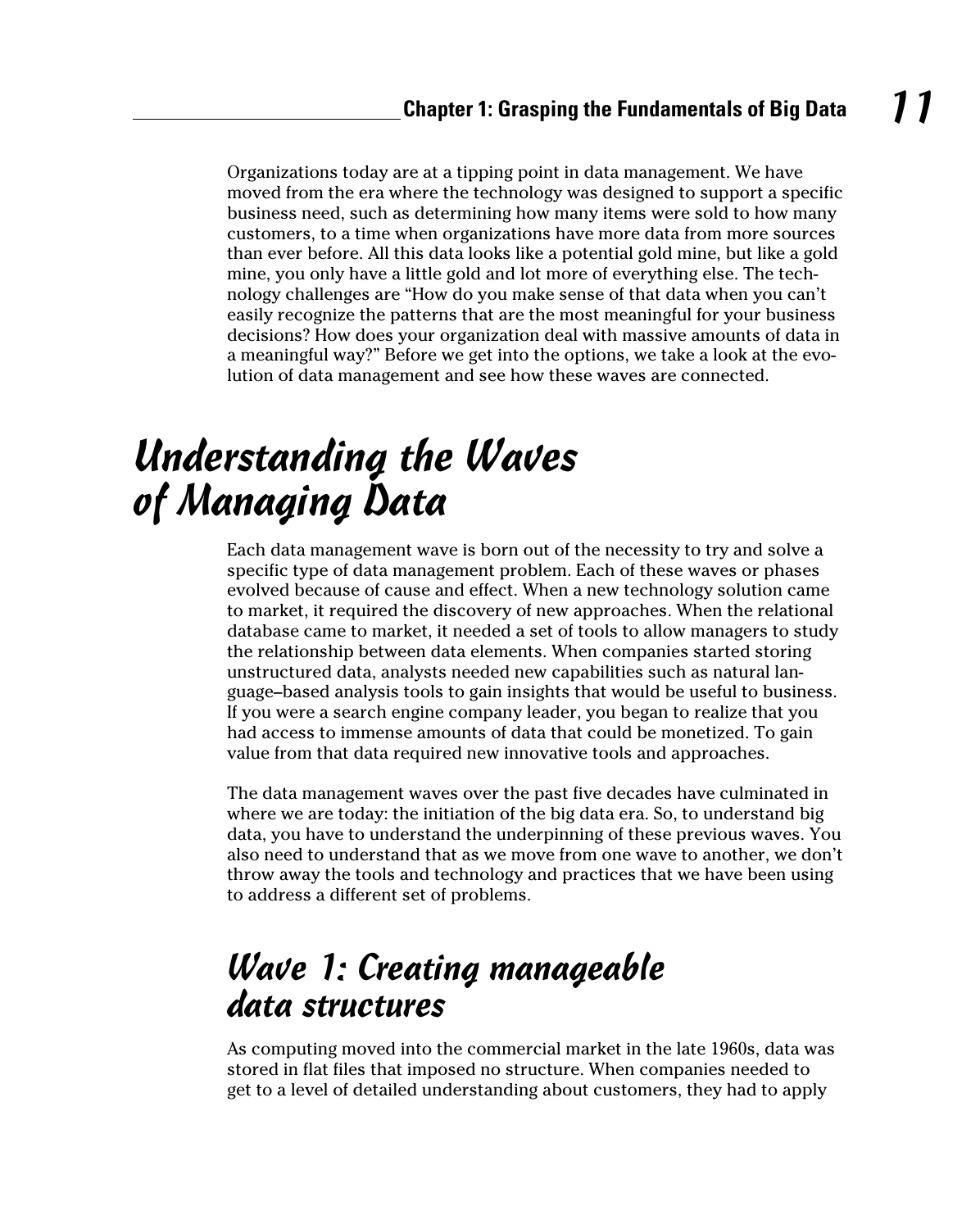Organizations today are at a tipping point in data management. We have moved from the era where the technology was designed to support a specific business need, such as determining how many items were sold to how many customers, to a time when organizations have more data from more sources than ever before. All this data looks like a potential gold mine, but like a gold mine, you only have a little gold and lot more of everything else. The technology challenges are "How do you make sense of that data when you can't easily recognize the patterns that are the most meaningful for your business decisions? How does your organization deal with massive amounts of data in a meaningful way?" Before we get into the options, we take a look at the evolution of data management and see how these waves are connected.

# Understanding the Waves of Managing Data

Each data management wave is born out of the necessity to try and solve a specific type of data management problem. Each of these waves or phases evolved because of cause and effect. When a new technology solution came to market, it required the discovery of new approaches. When the relational database came to market, it needed a set of tools to allow managers to study the relationship between data elements. When companies started storing unstructured data, analysts needed new capabilities such as natural language–based analysis tools to gain insights that would be useful to business. If you were a search engine company leader, you began to realize that you had access to immense amounts of data that could be monetized. To gain value from that data required new innovative tools and approaches.

The data management waves over the past five decades have culminated in where we are today: the initiation of the big data era. So, to understand big data, you have to understand the underpinning of these previous waves. You also need to understand that as we move from one wave to another, we don't throw away the tools and technology and practices that we have been using to address a different set of problems.

## Wave 1: Creating manageable data structures

As computing moved into the commercial market in the late 1960s, data was stored in flat files that imposed no structure. When companies needed to get to a level of detailed understanding about customers, they had to apply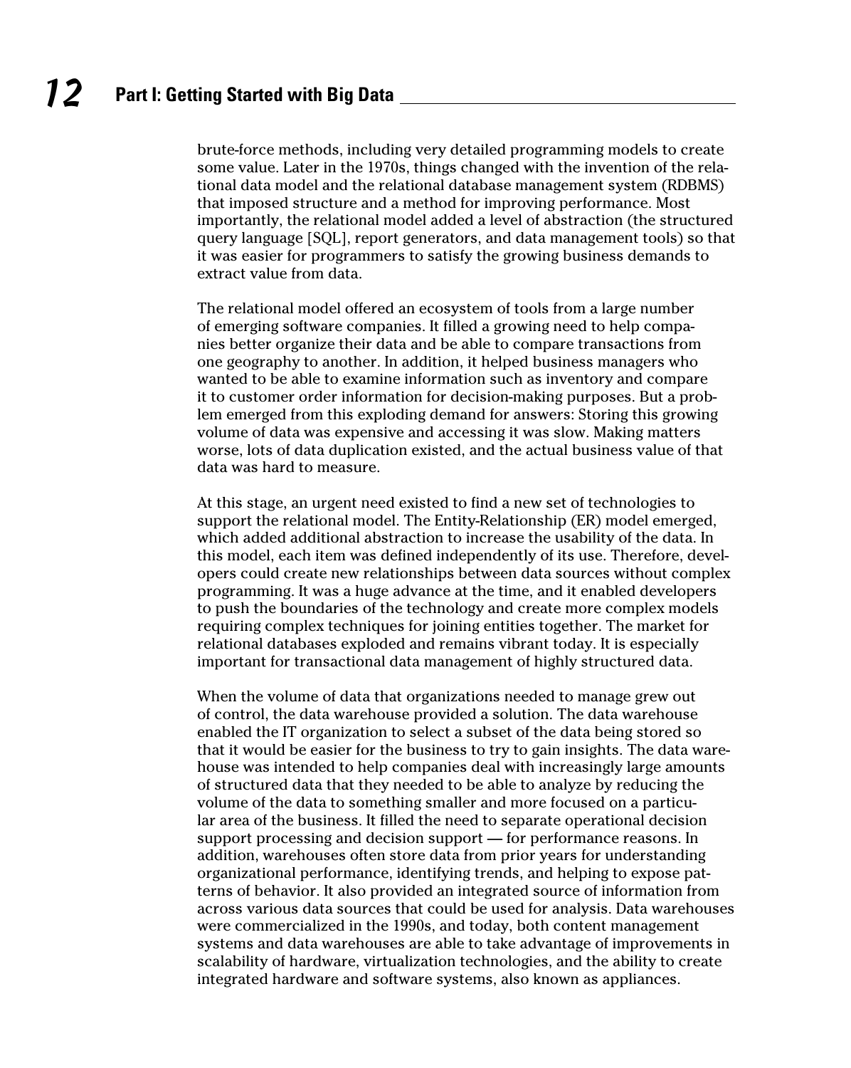brute-force methods, including very detailed programming models to create some value. Later in the 1970s, things changed with the invention of the relational data model and the relational database management system (RDBMS) that imposed structure and a method for improving performance. Most importantly, the relational model added a level of abstraction (the structured query language [SQL], report generators, and data management tools) so that it was easier for programmers to satisfy the growing business demands to extract value from data.

The relational model offered an ecosystem of tools from a large number of emerging software companies. It filled a growing need to help companies better organize their data and be able to compare transactions from one geography to another. In addition, it helped business managers who wanted to be able to examine information such as inventory and compare it to customer order information for decision-making purposes. But a problem emerged from this exploding demand for answers: Storing this growing volume of data was expensive and accessing it was slow. Making matters worse, lots of data duplication existed, and the actual business value of that data was hard to measure.

At this stage, an urgent need existed to find a new set of technologies to support the relational model. The Entity-Relationship (ER) model emerged, which added additional abstraction to increase the usability of the data. In this model, each item was defined independently of its use. Therefore, developers could create new relationships between data sources without complex programming. It was a huge advance at the time, and it enabled developers to push the boundaries of the technology and create more complex models requiring complex techniques for joining entities together. The market for relational databases exploded and remains vibrant today. It is especially important for transactional data management of highly structured data.

When the volume of data that organizations needed to manage grew out of control, the data warehouse provided a solution. The data warehouse enabled the IT organization to select a subset of the data being stored so that it would be easier for the business to try to gain insights. The data warehouse was intended to help companies deal with increasingly large amounts of structured data that they needed to be able to analyze by reducing the volume of the data to something smaller and more focused on a particular area of the business. It filled the need to separate operational decision support processing and decision support — for performance reasons. In addition, warehouses often store data from prior years for understanding organizational performance, identifying trends, and helping to expose patterns of behavior. It also provided an integrated source of information from across various data sources that could be used for analysis. Data warehouses were commercialized in the 1990s, and today, both content management systems and data warehouses are able to take advantage of improvements in scalability of hardware, virtualization technologies, and the ability to create integrated hardware and software systems, also known as appliances.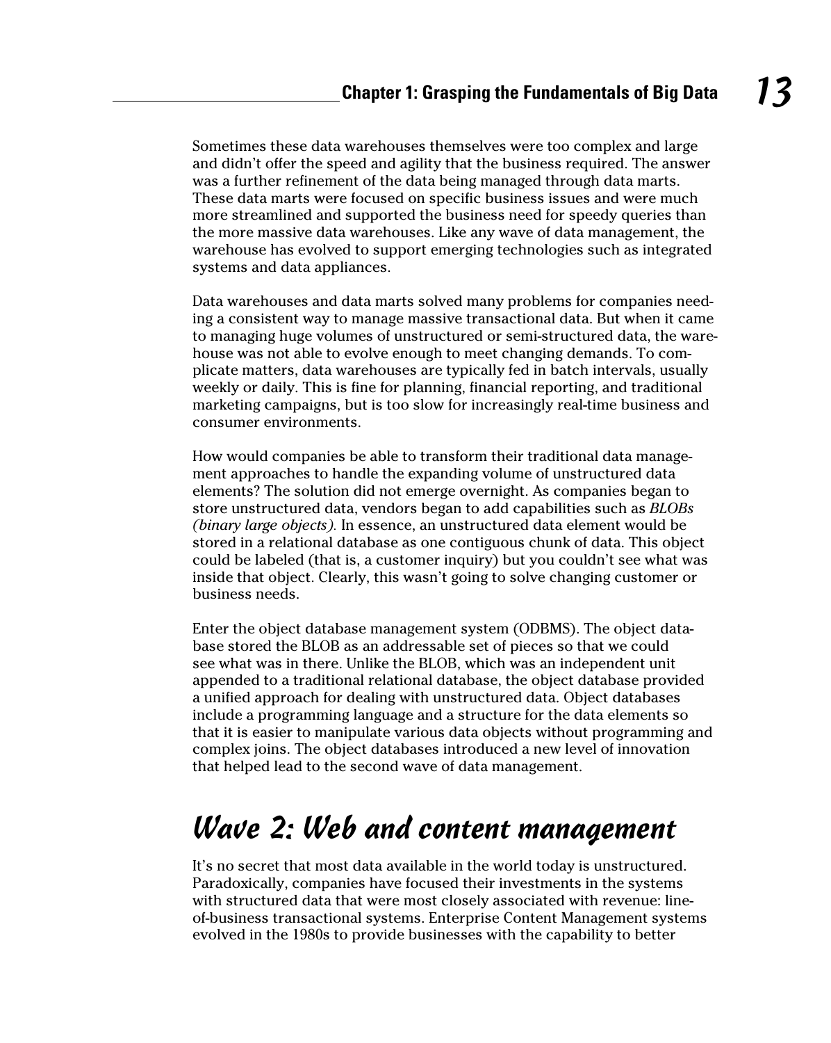Sometimes these data warehouses themselves were too complex and large and didn't offer the speed and agility that the business required. The answer was a further refinement of the data being managed through data marts. These data marts were focused on specific business issues and were much more streamlined and supported the business need for speedy queries than the more massive data warehouses. Like any wave of data management, the warehouse has evolved to support emerging technologies such as integrated systems and data appliances.

Data warehouses and data marts solved many problems for companies needing a consistent way to manage massive transactional data. But when it came to managing huge volumes of unstructured or semi-structured data, the warehouse was not able to evolve enough to meet changing demands. To complicate matters, data warehouses are typically fed in batch intervals, usually weekly or daily. This is fine for planning, financial reporting, and traditional marketing campaigns, but is too slow for increasingly real-time business and consumer environments.

How would companies be able to transform their traditional data management approaches to handle the expanding volume of unstructured data elements? The solution did not emerge overnight. As companies began to store unstructured data, vendors began to add capabilities such as *BLOBs (binary large objects)*. In essence, an unstructured data element would be stored in a relational database as one contiguous chunk of data. This object could be labeled (that is, a customer inquiry) but you couldn't see what was inside that object. Clearly, this wasn't going to solve changing customer or business needs.

Enter the object database management system (ODBMS). The object database stored the BLOB as an addressable set of pieces so that we could see what was in there. Unlike the BLOB, which was an independent unit appended to a traditional relational database, the object database provided a unified approach for dealing with unstructured data. Object databases include a programming language and a structure for the data elements so that it is easier to manipulate various data objects without programming and complex joins. The object databases introduced a new level of innovation that helped lead to the second wave of data management.

## Wave 2: Web and content management

It's no secret that most data available in the world today is unstructured. Paradoxically, companies have focused their investments in the systems with structured data that were most closely associated with revenue: line-of-business transactional systems. Enterprise Content Management systems evolved in the 1980s to provide businesses with the capability to better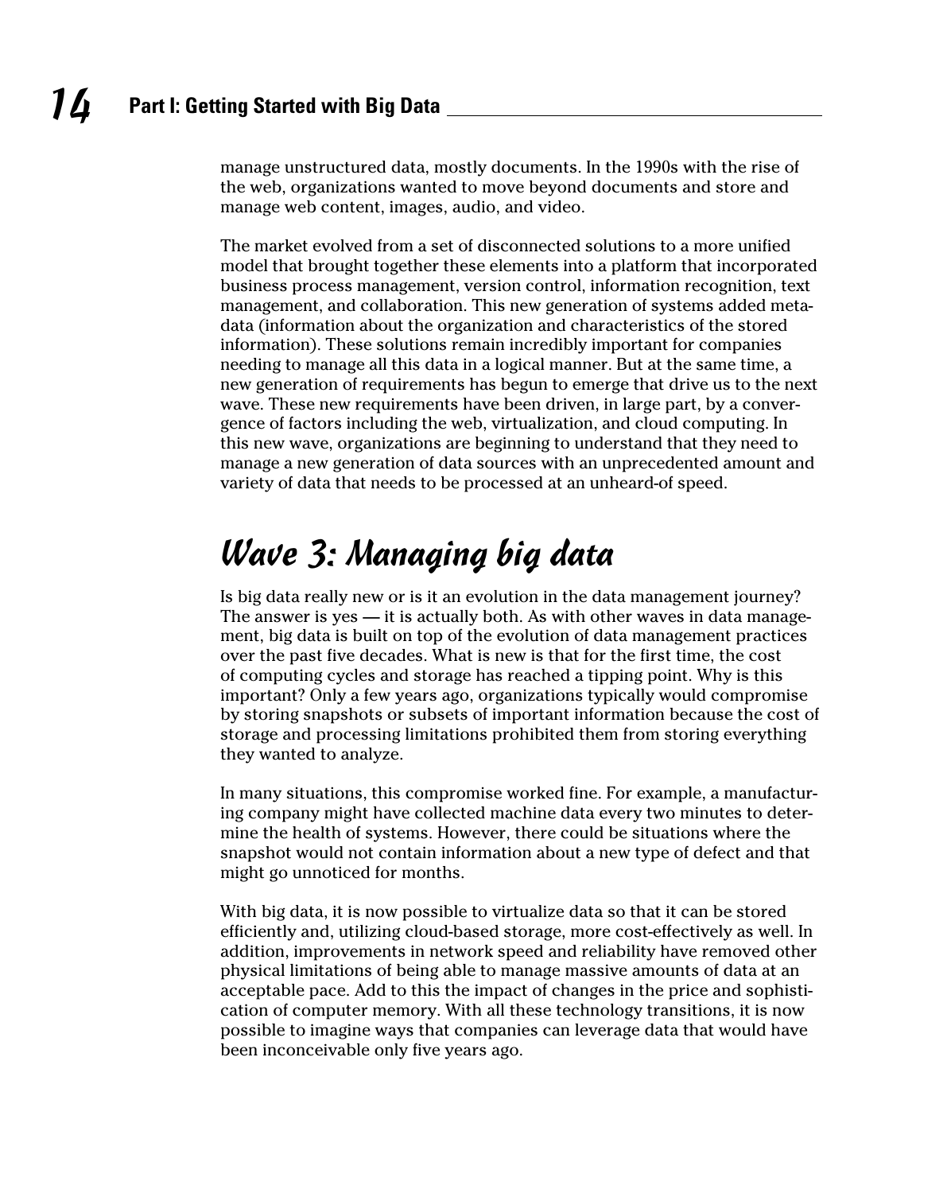manage unstructured data, mostly documents. In the 1990s with the rise of the web, organizations wanted to move beyond documents and store and manage web content, images, audio, and video.

The market evolved from a set of disconnected solutions to a more unified model that brought together these elements into a platform that incorporated business process management, version control, information recognition, text management, and collaboration. This new generation of systems added metadata (information about the organization and characteristics of the stored information). These solutions remain incredibly important for companies needing to manage all this data in a logical manner. But at the same time, a new generation of requirements has begun to emerge that drive us to the next wave. These new requirements have been driven, in large part, by a convergence of factors including the web, virtualization, and cloud computing. In this new wave, organizations are beginning to understand that they need to manage a new generation of data sources with an unprecedented amount and variety of data that needs to be processed at an unheard-of speed.

## Wave 3: Managing big data

Is big data really new or is it an evolution in the data management journey? The answer is yes — it is actually both. As with other waves in data management, big data is built on top of the evolution of data management practices over the past five decades. What is new is that for the first time, the cost of computing cycles and storage has reached a tipping point. Why is this important? Only a few years ago, organizations typically would compromise by storing snapshots or subsets of important information because the cost of storage and processing limitations prohibited them from storing everything they wanted to analyze.

In many situations, this compromise worked fine. For example, a manufacturing company might have collected machine data every two minutes to determine the health of systems. However, there could be situations where the snapshot would not contain information about a new type of defect and that might go unnoticed for months.

With big data, it is now possible to virtualize data so that it can be stored efficiently and, utilizing cloud-based storage, more cost-effectively as well. In addition, improvements in network speed and reliability have removed other physical limitations of being able to manage massive amounts of data at an acceptable pace. Add to this the impact of changes in the price and sophistication of computer memory. With all these technology transitions, it is now possible to imagine ways that companies can leverage data that would have been inconceivable only five years ago.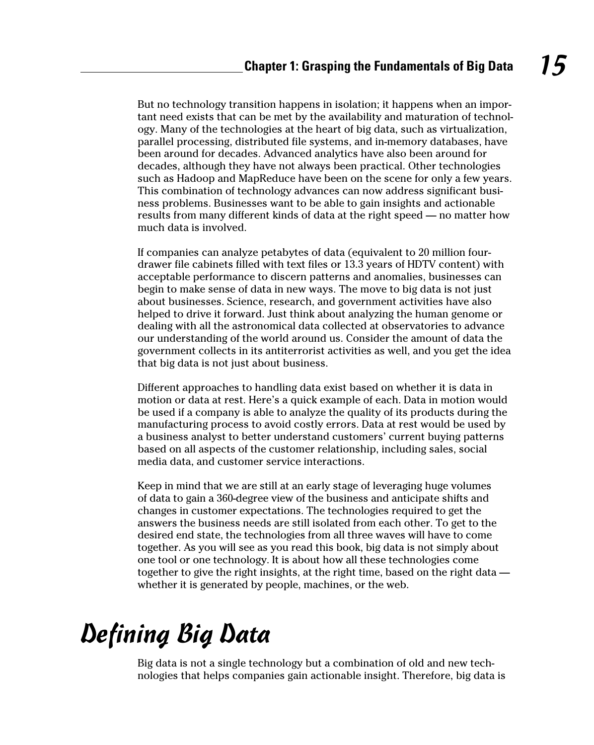But no technology transition happens in isolation; it happens when an important need exists that can be met by the availability and maturation of technology. Many of the technologies at the heart of big data, such as virtualization, parallel processing, distributed file systems, and in-memory databases, have been around for decades. Advanced analytics have also been around for decades, although they have not always been practical. Other technologies such as Hadoop and MapReduce have been on the scene for only a few years. This combination of technology advances can now address significant business problems. Businesses want to be able to gain insights and actionable results from many different kinds of data at the right speed — no matter how much data is involved.

If companies can analyze petabytes of data (equivalent to 20 million four-drawer file cabinets filled with text files or 13.3 years of HDTV content) with acceptable performance to discern patterns and anomalies, businesses can begin to make sense of data in new ways. The move to big data is not just about businesses. Science, research, and government activities have also helped to drive it forward. Just think about analyzing the human genome or dealing with all the astronomical data collected at observatories to advance our understanding of the world around us. Consider the amount of data the government collects in its antiterrorist activities as well, and you get the idea that big data is not just about business.

Different approaches to handling data exist based on whether it is data in motion or data at rest. Here's a quick example of each. Data in motion would be used if a company is able to analyze the quality of its products during the manufacturing process to avoid costly errors. Data at rest would be used by a business analyst to better understand customers' current buying patterns based on all aspects of the customer relationship, including sales, social media data, and customer service interactions.

Keep in mind that we are still at an early stage of leveraging huge volumes of data to gain a 360-degree view of the business and anticipate shifts and changes in customer expectations. The technologies required to get the answers the business needs are still isolated from each other. To get to the desired end state, the technologies from all three waves will have to come together. As you will see as you read this book, big data is not simply about one tool or one technology. It is about how all these technologies come together to give the right insights, at the right time, based on the right data — whether it is generated by people, machines, or the web.

# Defining Big Data

Big data is not a single technology but a combination of old and new technologies that helps companies gain actionable insight. Therefore, big data is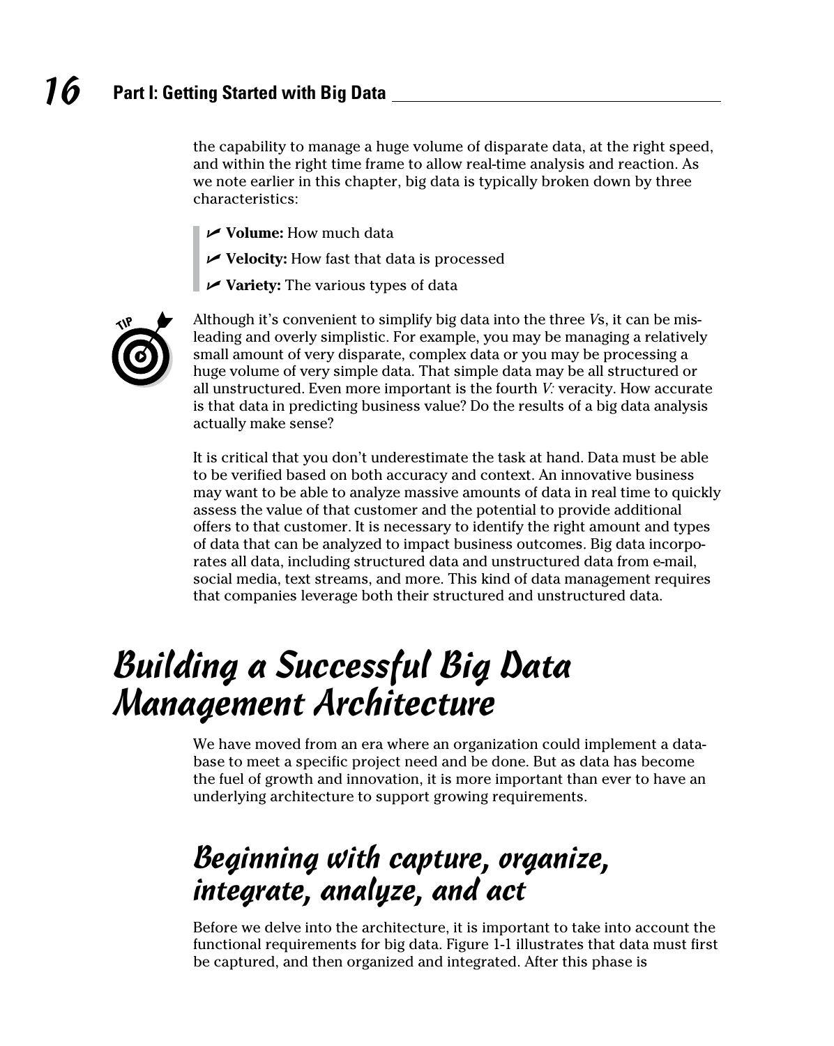the capability to manage a huge volume of disparate data, at the right speed, and within the right time frame to allow real-time analysis and reaction. As we note earlier in this chapter, big data is typically broken down by three characteristics:

- **Volume:** How much data
- **Velocity:** How fast that data is processed
- **Variety:** The various types of data

TIP: Although it's convenient to simplify big data into the three *V*s, it can be misleading and overly simplistic. For example, you may be managing a relatively small amount of very disparate, complex data or you may be processing a huge volume of very simple data. That simple data may be all structured or all unstructured. Even more important is the fourth *V:* veracity. How accurate is that data in predicting business value? Do the results of a big data analysis actually make sense?

It is critical that you don't underestimate the task at hand. Data must be able to be verified based on both accuracy and context. An innovative business may want to be able to analyze massive amounts of data in real time to quickly assess the value of that customer and the potential to provide additional offers to that customer. It is necessary to identify the right amount and types of data that can be analyzed to impact business outcomes. Big data incorporates all data, including structured data and unstructured data from e-mail, social media, text streams, and more. This kind of data management requires that companies leverage both their structured and unstructured data.

# Building a Successful Big Data Management Architecture

We have moved from an era where an organization could implement a database to meet a specific project need and be done. But as data has become the fuel of growth and innovation, it is more important than ever to have an underlying architecture to support growing requirements.

## Beginning with capture, organize, integrate, analyze, and act

Before we delve into the architecture, it is important to take into account the functional requirements for big data. Figure 1-1 illustrates that data must first be captured, and then organized and integrated. After this phase is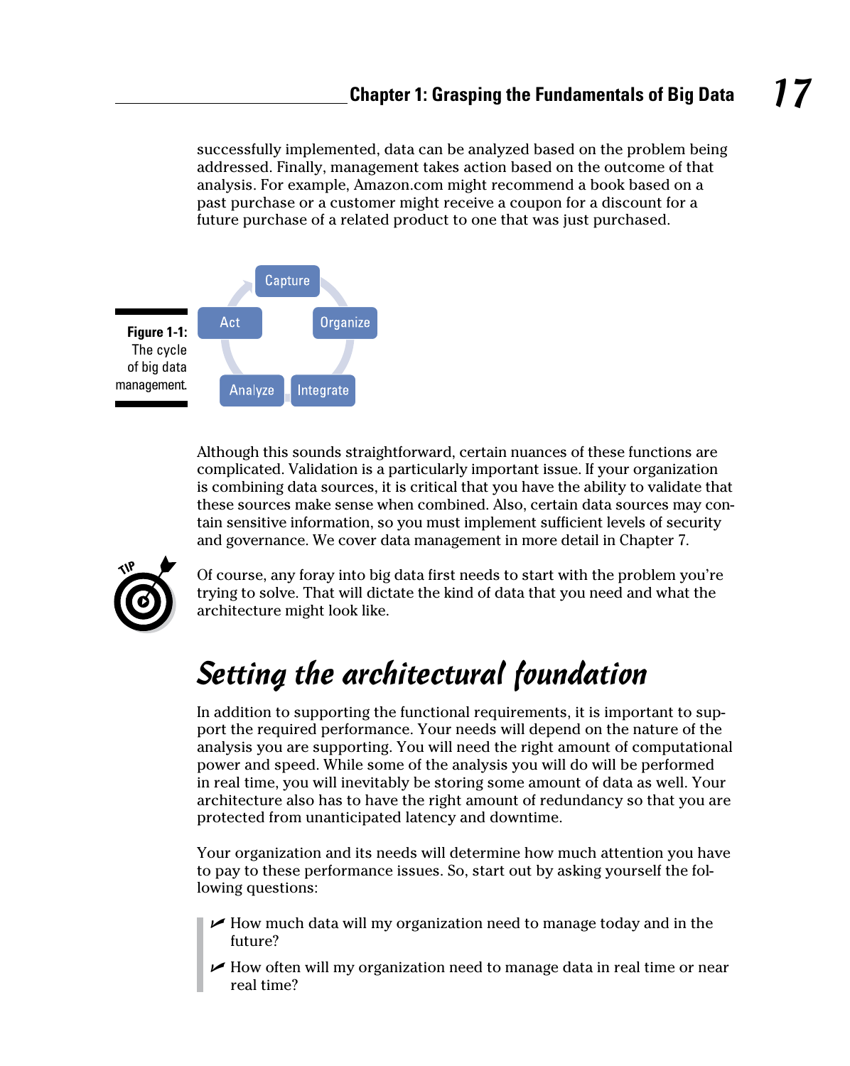successfully implemented, data can be analyzed based on the problem being addressed. Finally, management takes action based on the outcome of that analysis. For example, Amazon.com might recommend a book based on a past purchase or a customer might receive a coupon for a discount for a future purchase of a related product to one that was just purchased.

Capture

Organize

Integrate

Analyze

Act

**Figure 1-1:** The cycle of big data management.

Although this sounds straightforward, certain nuances of these functions are complicated. Validation is a particularly important issue. If your organization is combining data sources, it is critical that you have the ability to validate that these sources make sense when combined. Also, certain data sources may contain sensitive information, so you must implement sufficient levels of security and governance. We cover data management in more detail in Chapter 7.

TIP

Of course, any foray into big data first needs to start with the problem you're trying to solve. That will dictate the kind of data that you need and what the architecture might look like.

## Setting the architectural foundation

In addition to supporting the functional requirements, it is important to support the required performance. Your needs will depend on the nature of the analysis you are supporting. You will need the right amount of computational power and speed. While some of the analysis you will do will be performed in real time, you will inevitably be storing some amount of data as well. Your architecture also has to have the right amount of redundancy so that you are protected from unanticipated latency and downtime.

Your organization and its needs will determine how much attention you have to pay to these performance issues. So, start out by asking yourself the following questions:

- How much data will my organization need to manage today and in the future?
- How often will my organization need to manage data in real time or near real time?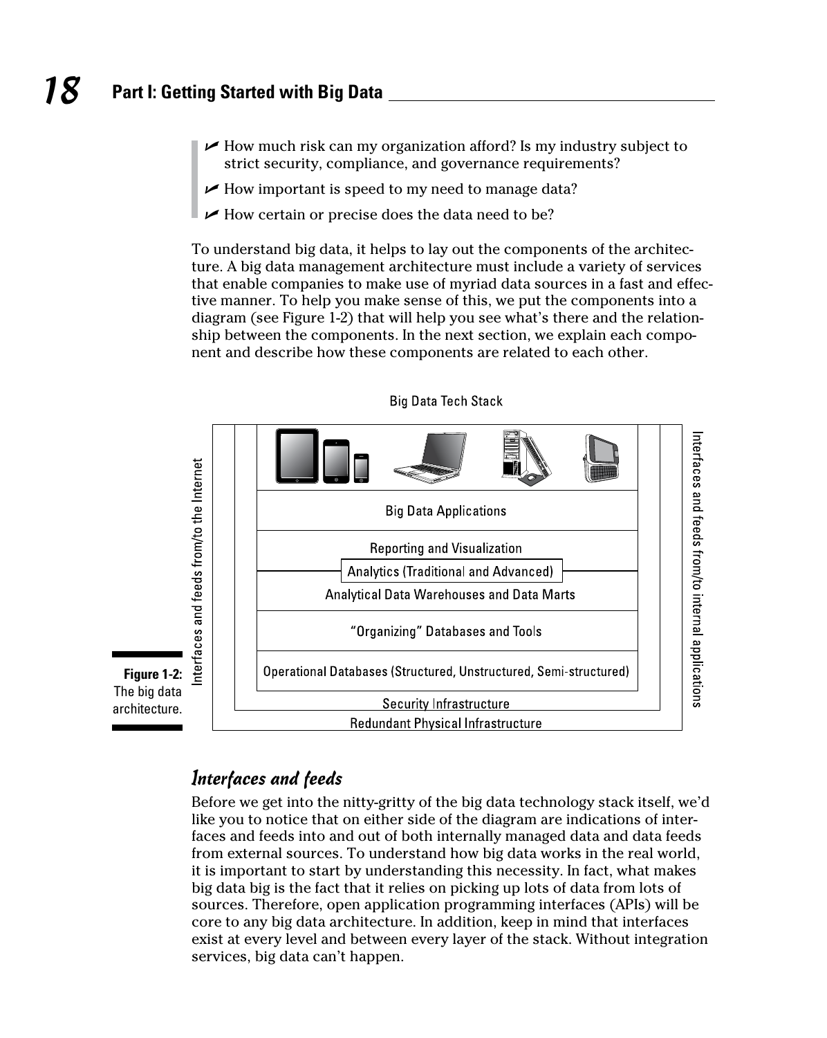- How much risk can my organization afford? Is my industry subject to strict security, compliance, and governance requirements?
- How important is speed to my need to manage data?
- How certain or precise does the data need to be?

To understand big data, it helps to lay out the components of the architecture. A big data management architecture must include a variety of services that enable companies to make use of myriad data sources in a fast and effective manner. To help you make sense of this, we put the components into a diagram (see Figure 1-2) that will help you see what's there and the relationship between the components. In the next section, we explain each component and describe how these components are related to each other.

Big Data Tech Stack

Interfaces and feeds from/to the Internet

Big Data Applications

Reporting and Visualization

Analytics (Traditional and Advanced)

Analytical Data Warehouses and Data Marts

"Organizing" Databases and Tools

Operational Databases (Structured, Unstructured, Semi-structured)

Security Infrastructure

Redundant Physical Infrastructure

Interfaces and feeds from/to internal applications

**Figure 1-2:** The big data architecture.

## *Interfaces and feeds*

Before we get into the nitty-gritty of the big data technology stack itself, we'd like you to notice that on either side of the diagram are indications of interfaces and feeds into and out of both internally managed data and data feeds from external sources. To understand how big data works in the real world, it is important to start by understanding this necessity. In fact, what makes big data big is the fact that it relies on picking up lots of data from lots of sources. Therefore, open application programming interfaces (APIs) will be core to any big data architecture. In addition, keep in mind that interfaces exist at every level and between every layer of the stack. Without integration services, big data can't happen.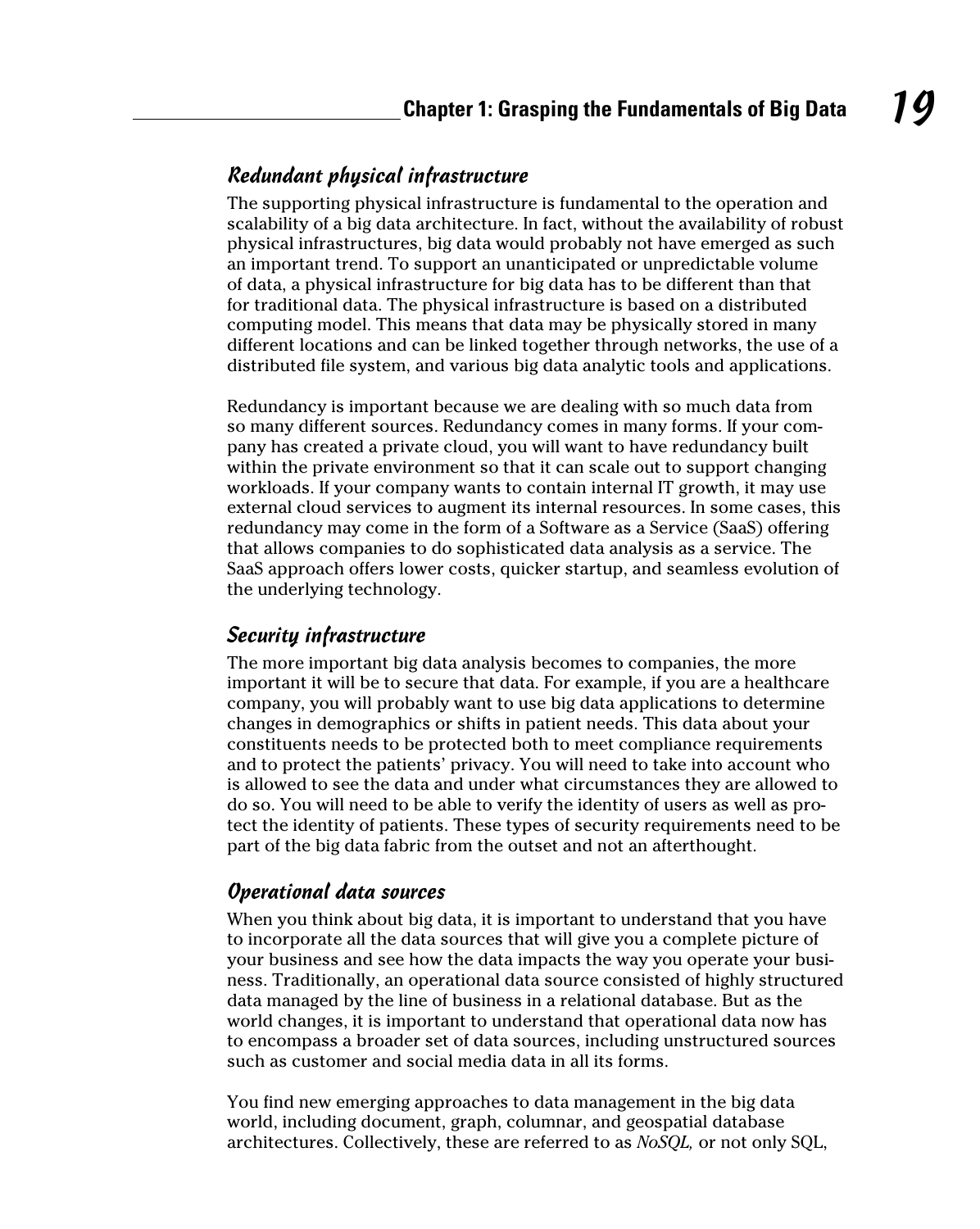### Redundant physical infrastructure

The supporting physical infrastructure is fundamental to the operation and scalability of a big data architecture. In fact, without the availability of robust physical infrastructures, big data would probably not have emerged as such an important trend. To support an unanticipated or unpredictable volume of data, a physical infrastructure for big data has to be different than that for traditional data. The physical infrastructure is based on a distributed computing model. This means that data may be physically stored in many different locations and can be linked together through networks, the use of a distributed file system, and various big data analytic tools and applications.

Redundancy is important because we are dealing with so much data from so many different sources. Redundancy comes in many forms. If your company has created a private cloud, you will want to have redundancy built within the private environment so that it can scale out to support changing workloads. If your company wants to contain internal IT growth, it may use external cloud services to augment its internal resources. In some cases, this redundancy may come in the form of a Software as a Service (SaaS) offering that allows companies to do sophisticated data analysis as a service. The SaaS approach offers lower costs, quicker startup, and seamless evolution of the underlying technology.

### Security infrastructure

The more important big data analysis becomes to companies, the more important it will be to secure that data. For example, if you are a healthcare company, you will probably want to use big data applications to determine changes in demographics or shifts in patient needs. This data about your constituents needs to be protected both to meet compliance requirements and to protect the patients' privacy. You will need to take into account who is allowed to see the data and under what circumstances they are allowed to do so. You will need to be able to verify the identity of users as well as protect the identity of patients. These types of security requirements need to be part of the big data fabric from the outset and not an afterthought.

### Operational data sources

When you think about big data, it is important to understand that you have to incorporate all the data sources that will give you a complete picture of your business and see how the data impacts the way you operate your business. Traditionally, an operational data source consisted of highly structured data managed by the line of business in a relational database. But as the world changes, it is important to understand that operational data now has to encompass a broader set of data sources, including unstructured sources such as customer and social media data in all its forms.

You find new emerging approaches to data management in the big data world, including document, graph, columnar, and geospatial database architectures. Collectively, these are referred to as *NoSQL,* or not only SQL,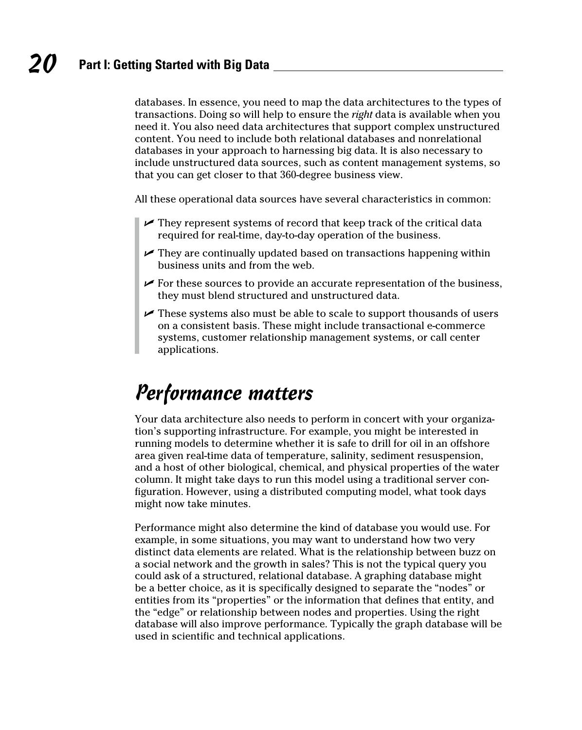databases. In essence, you need to map the data architectures to the types of transactions. Doing so will help to ensure the *right* data is available when you need it. You also need data architectures that support complex unstructured content. You need to include both relational databases and nonrelational databases in your approach to harnessing big data. It is also necessary to include unstructured data sources, such as content management systems, so that you can get closer to that 360-degree business view.

All these operational data sources have several characteristics in common:

- They represent systems of record that keep track of the critical data required for real-time, day-to-day operation of the business.
- They are continually updated based on transactions happening within business units and from the web.
- For these sources to provide an accurate representation of the business, they must blend structured and unstructured data.
- These systems also must be able to scale to support thousands of users on a consistent basis. These might include transactional e-commerce systems, customer relationship management systems, or call center applications.

## Performance matters

Your data architecture also needs to perform in concert with your organization's supporting infrastructure. For example, you might be interested in running models to determine whether it is safe to drill for oil in an offshore area given real-time data of temperature, salinity, sediment resuspension, and a host of other biological, chemical, and physical properties of the water column. It might take days to run this model using a traditional server configuration. However, using a distributed computing model, what took days might now take minutes.

Performance might also determine the kind of database you would use. For example, in some situations, you may want to understand how two very distinct data elements are related. What is the relationship between buzz on a social network and the growth in sales? This is not the typical query you could ask of a structured, relational database. A graphing database might be a better choice, as it is specifically designed to separate the "nodes" or entities from its "properties" or the information that defines that entity, and the "edge" or relationship between nodes and properties. Using the right database will also improve performance. Typically the graph database will be used in scientific and technical applications.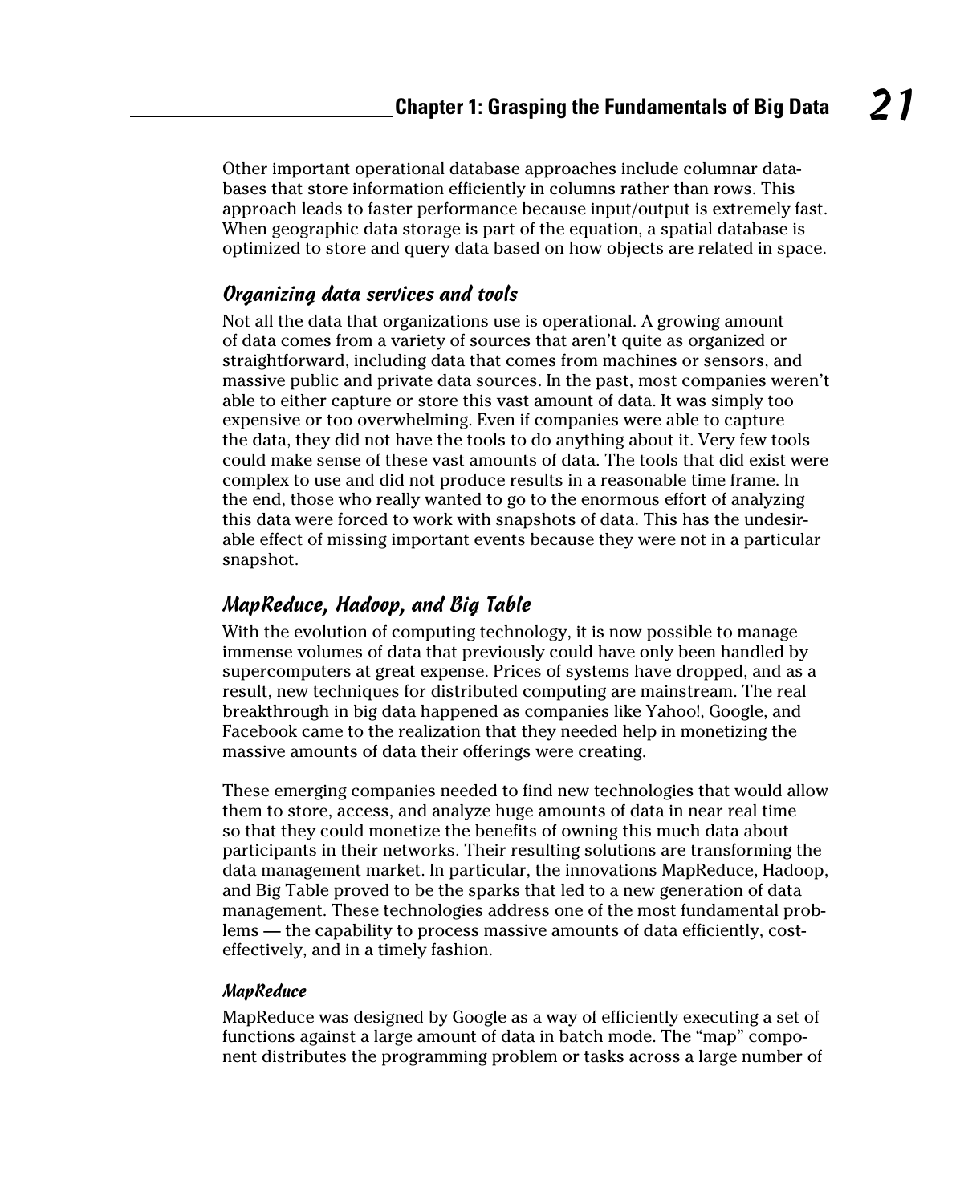Other important operational database approaches include columnar databases that store information efficiently in columns rather than rows. This approach leads to faster performance because input/output is extremely fast. When geographic data storage is part of the equation, a spatial database is optimized to store and query data based on how objects are related in space.

### *Organizing data services and tools*

Not all the data that organizations use is operational. A growing amount of data comes from a variety of sources that aren't quite as organized or straightforward, including data that comes from machines or sensors, and massive public and private data sources. In the past, most companies weren't able to either capture or store this vast amount of data. It was simply too expensive or too overwhelming. Even if companies were able to capture the data, they did not have the tools to do anything about it. Very few tools could make sense of these vast amounts of data. The tools that did exist were complex to use and did not produce results in a reasonable time frame. In the end, those who really wanted to go to the enormous effort of analyzing this data were forced to work with snapshots of data. This has the undesirable effect of missing important events because they were not in a particular snapshot.

### *MapReduce, Hadoop, and Big Table*

With the evolution of computing technology, it is now possible to manage immense volumes of data that previously could have only been handled by supercomputers at great expense. Prices of systems have dropped, and as a result, new techniques for distributed computing are mainstream. The real breakthrough in big data happened as companies like Yahoo!, Google, and Facebook came to the realization that they needed help in monetizing the massive amounts of data their offerings were creating.

These emerging companies needed to find new technologies that would allow them to store, access, and analyze huge amounts of data in near real time so that they could monetize the benefits of owning this much data about participants in their networks. Their resulting solutions are transforming the data management market. In particular, the innovations MapReduce, Hadoop, and Big Table proved to be the sparks that led to a new generation of data management. These technologies address one of the most fundamental problems — the capability to process massive amounts of data efficiently, cost-effectively, and in a timely fashion.

#### *MapReduce*

MapReduce was designed by Google as a way of efficiently executing a set of functions against a large amount of data in batch mode. The "map" component distributes the programming problem or tasks across a large number of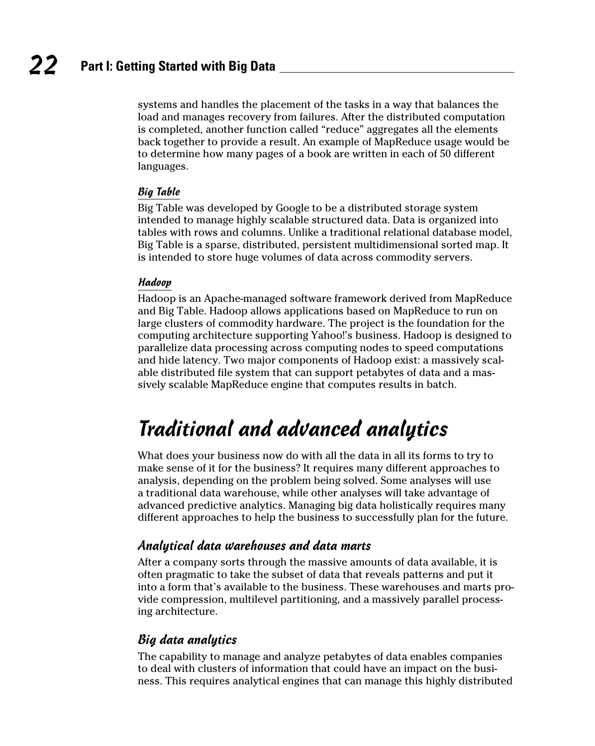systems and handles the placement of the tasks in a way that balances the load and manages recovery from failures. After the distributed computation is completed, another function called "reduce" aggregates all the elements back together to provide a result. An example of MapReduce usage would be to determine how many pages of a book are written in each of 50 different languages.

#### Big Table

Big Table was developed by Google to be a distributed storage system intended to manage highly scalable structured data. Data is organized into tables with rows and columns. Unlike a traditional relational database model, Big Table is a sparse, distributed, persistent multidimensional sorted map. It is intended to store huge volumes of data across commodity servers.

#### Hadoop

Hadoop is an Apache-managed software framework derived from MapReduce and Big Table. Hadoop allows applications based on MapReduce to run on large clusters of commodity hardware. The project is the foundation for the computing architecture supporting Yahoo!'s business. Hadoop is designed to parallelize data processing across computing nodes to speed computations and hide latency. Two major components of Hadoop exist: a massively scalable distributed file system that can support petabytes of data and a massively scalable MapReduce engine that computes results in batch.

# Traditional and advanced analytics

What does your business now do with all the data in all its forms to try to make sense of it for the business? It requires many different approaches to analysis, depending on the problem being solved. Some analyses will use a traditional data warehouse, while other analyses will take advantage of advanced predictive analytics. Managing big data holistically requires many different approaches to help the business to successfully plan for the future.

## Analytical data warehouses and data marts

After a company sorts through the massive amounts of data available, it is often pragmatic to take the subset of data that reveals patterns and put it into a form that's available to the business. These warehouses and marts provide compression, multilevel partitioning, and a massively parallel processing architecture.

## Big data analytics

The capability to manage and analyze petabytes of data enables companies to deal with clusters of information that could have an impact on the business. This requires analytical engines that can manage this highly distributed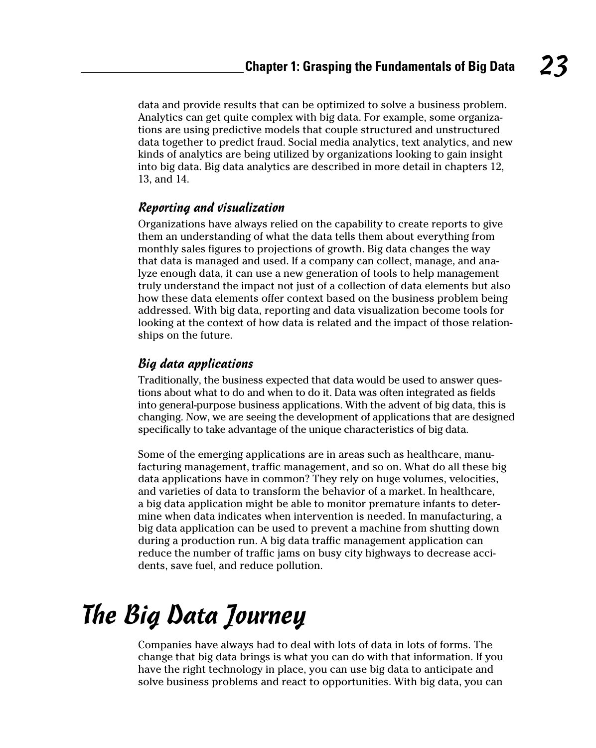data and provide results that can be optimized to solve a business problem. Analytics can get quite complex with big data. For example, some organizations are using predictive models that couple structured and unstructured data together to predict fraud. Social media analytics, text analytics, and new kinds of analytics are being utilized by organizations looking to gain insight into big data. Big data analytics are described in more detail in chapters 12, 13, and 14.

### Reporting and visualization

Organizations have always relied on the capability to create reports to give them an understanding of what the data tells them about everything from monthly sales figures to projections of growth. Big data changes the way that data is managed and used. If a company can collect, manage, and analyze enough data, it can use a new generation of tools to help management truly understand the impact not just of a collection of data elements but also how these data elements offer context based on the business problem being addressed. With big data, reporting and data visualization become tools for looking at the context of how data is related and the impact of those relationships on the future.

### Big data applications

Traditionally, the business expected that data would be used to answer questions about what to do and when to do it. Data was often integrated as fields into general-purpose business applications. With the advent of big data, this is changing. Now, we are seeing the development of applications that are designed specifically to take advantage of the unique characteristics of big data.

Some of the emerging applications are in areas such as healthcare, manufacturing management, traffic management, and so on. What do all these big data applications have in common? They rely on huge volumes, velocities, and varieties of data to transform the behavior of a market. In healthcare, a big data application might be able to monitor premature infants to determine when data indicates when intervention is needed. In manufacturing, a big data application can be used to prevent a machine from shutting down during a production run. A big data traffic management application can reduce the number of traffic jams on busy city highways to decrease accidents, save fuel, and reduce pollution.

## The Big Data Journey

Companies have always had to deal with lots of data in lots of forms. The change that big data brings is what you can do with that information. If you have the right technology in place, you can use big data to anticipate and solve business problems and react to opportunities. With big data, you can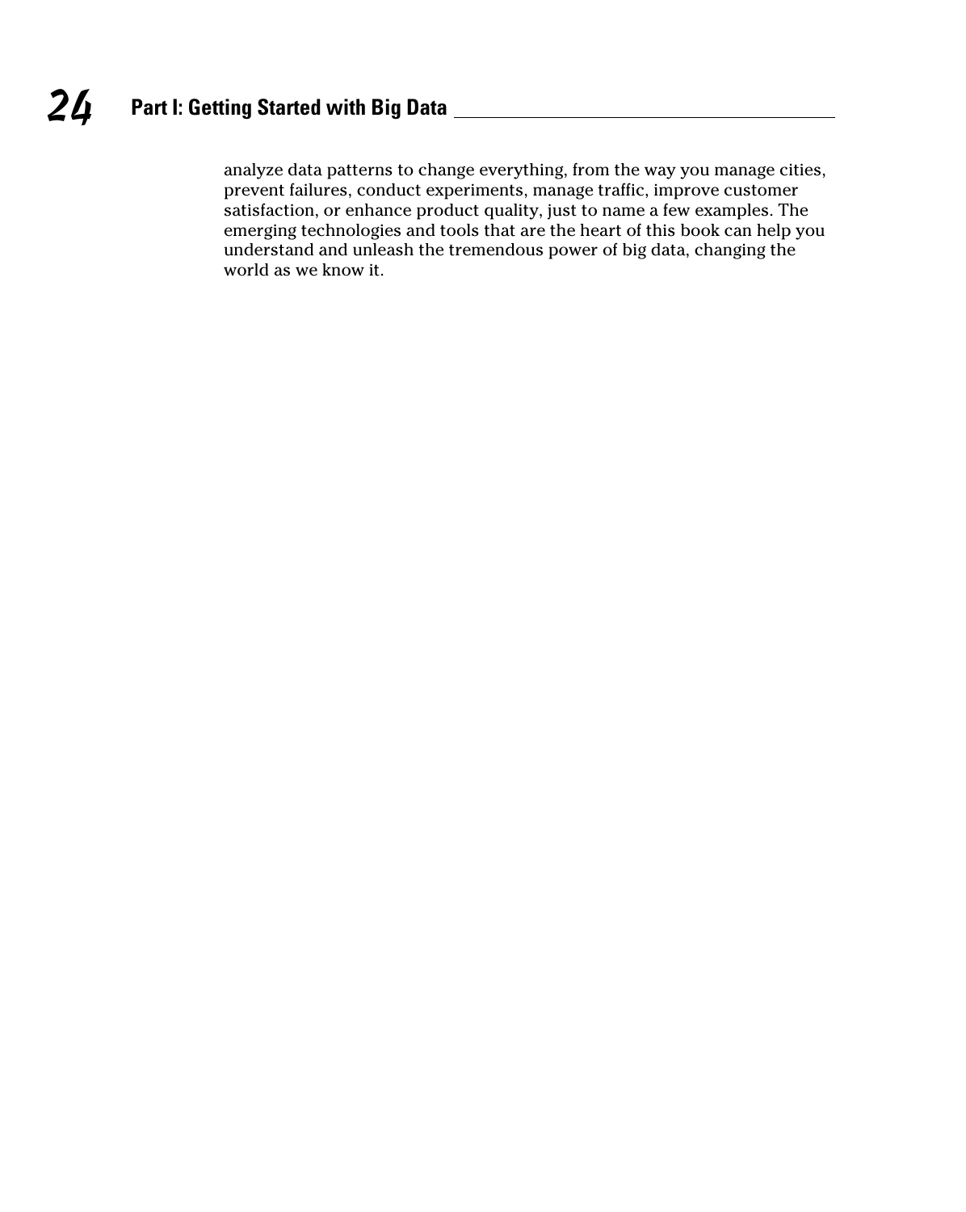analyze data patterns to change everything, from the way you manage cities, prevent failures, conduct experiments, manage traffic, improve customer satisfaction, or enhance product quality, just to name a few examples. The emerging technologies and tools that are the heart of this book can help you understand and unleash the tremendous power of big data, changing the world as we know it.